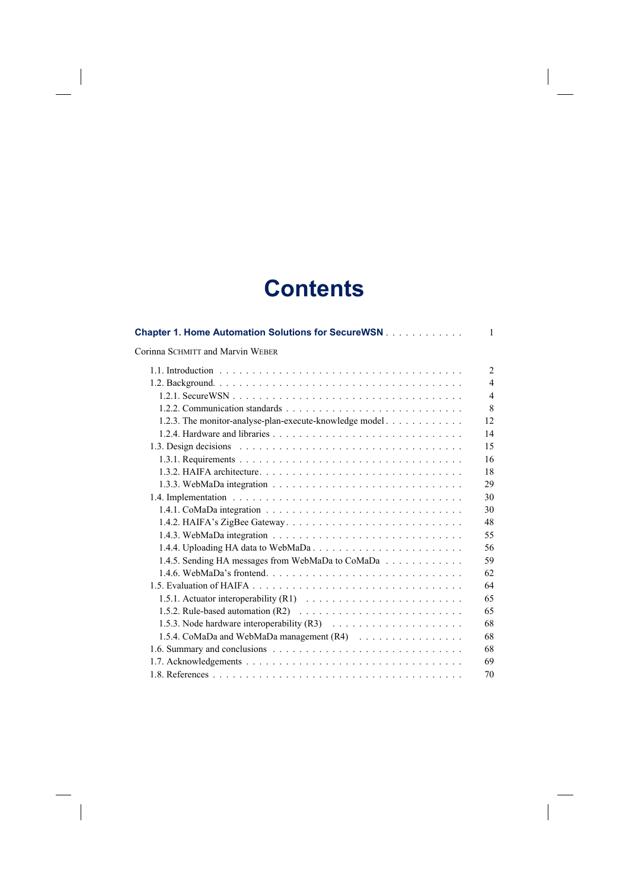# Contents

**Chapter 1. Home Automation Solutions for SecureWSN** . . . . . . . . . . . . 1

Corinna SCHMITT and Marvin WEBER

- 1.1. Introduction . . . . . . . . . . . . . . . . . . . . . . . . . . . . . . . . . . . . . 2
- 1.2. Background. . . . . . . . . . . . . . . . . . . . . . . . . . . . . . . . . . . . . . 4
  - 1.2.1. SecureWSN . . . . . . . . . . . . . . . . . . . . . . . . . . . . . . . . . . . 4
  - 1.2.2. Communication standards . . . . . . . . . . . . . . . . . . . . . . . . . . . 8
  - 1.2.3. The monitor-analyse-plan-execute-knowledge model . . . . . . . . . . . 12
  - 1.2.4. Hardware and libraries . . . . . . . . . . . . . . . . . . . . . . . . . . . . 14
- 1.3. Design decisions . . . . . . . . . . . . . . . . . . . . . . . . . . . . . . . . . . 15
  - 1.3.1. Requirements . . . . . . . . . . . . . . . . . . . . . . . . . . . . . . . . . 16
  - 1.3.2. HAIFA architecture. . . . . . . . . . . . . . . . . . . . . . . . . . . . . . 18
  - 1.3.3. WebMaDa integration . . . . . . . . . . . . . . . . . . . . . . . . . . . . 29
- 1.4. Implementation . . . . . . . . . . . . . . . . . . . . . . . . . . . . . . . . . . 30
  - 1.4.1. CoMaDa integration . . . . . . . . . . . . . . . . . . . . . . . . . . . . . 30
  - 1.4.2. HAIFA's ZigBee Gateway. . . . . . . . . . . . . . . . . . . . . . . . . . . 48
  - 1.4.3. WebMaDa integration . . . . . . . . . . . . . . . . . . . . . . . . . . . . 55
  - 1.4.4. Uploading HA data to WebMaDa . . . . . . . . . . . . . . . . . . . . . . . 56
  - 1.4.5. Sending HA messages from WebMaDa to CoMaDa . . . . . . . . . . . . 59
  - 1.4.6. WebMaDa's frontend. . . . . . . . . . . . . . . . . . . . . . . . . . . . . 62
- 1.5. Evaluation of HAIFA . . . . . . . . . . . . . . . . . . . . . . . . . . . . . . . 64
  - 1.5.1. Actuator interoperability (R1) . . . . . . . . . . . . . . . . . . . . . . . 65
  - 1.5.2. Rule-based automation (R2) . . . . . . . . . . . . . . . . . . . . . . . . 65
  - 1.5.3. Node hardware interoperability (R3) . . . . . . . . . . . . . . . . . . . 68
  - 1.5.4. CoMaDa and WebMaDa management (R4) . . . . . . . . . . . . . . . . 68
- 1.6. Summary and conclusions . . . . . . . . . . . . . . . . . . . . . . . . . . . . 68
- 1.7. Acknowledgements . . . . . . . . . . . . . . . . . . . . . . . . . . . . . . . . 69
- 1.8. References . . . . . . . . . . . . . . . . . . . . . . . . . . . . . . . . . . . . 70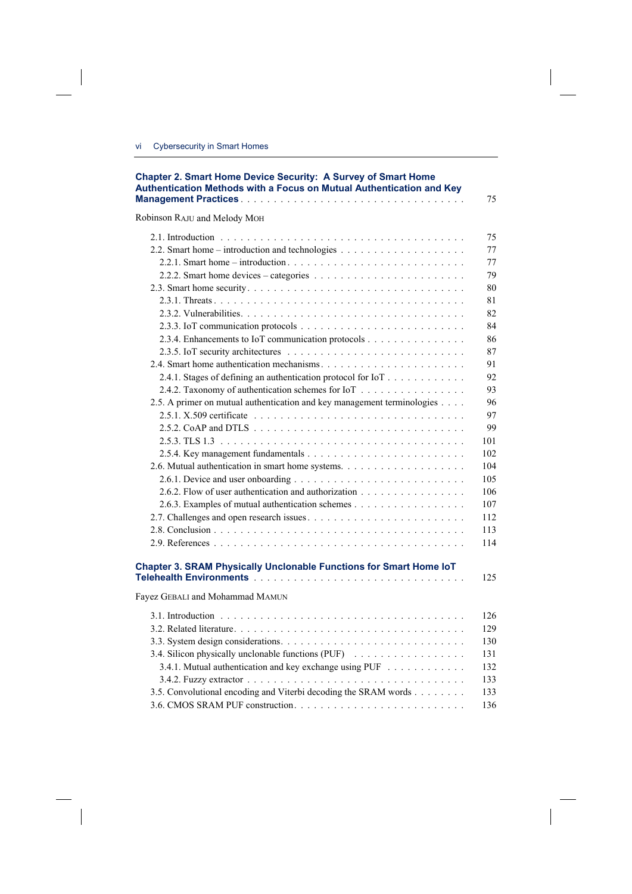**Chapter 2. Smart Home Device Security: A Survey of Smart Home Authentication Methods with a Focus on Mutual Authentication and Key Management Practices** . . . . . . . . . . . . . . . . . . . . . . . . . . . . . . . . 75

Robinson RAJU and Melody MOH

- 2.1. Introduction . . . . . . . . . . . . . . . . . . . . . . . . . . . . . . . . . . . . 75
- 2.2. Smart home – introduction and technologies . . . . . . . . . . . . . . . . . . . 77
  - 2.2.1. Smart home – introduction . . . . . . . . . . . . . . . . . . . . . . . . . 77
  - 2.2.2. Smart home devices – categories . . . . . . . . . . . . . . . . . . . . . 79
- 2.3. Smart home security . . . . . . . . . . . . . . . . . . . . . . . . . . . . . . 80
  - 2.3.1. Threats . . . . . . . . . . . . . . . . . . . . . . . . . . . . . . . . . . . 81
  - 2.3.2. Vulnerabilities . . . . . . . . . . . . . . . . . . . . . . . . . . . . . . . 82
  - 2.3.3. IoT communication protocols . . . . . . . . . . . . . . . . . . . . . . . 84
  - 2.3.4. Enhancements to IoT communication protocols . . . . . . . . . . . . . . 86
  - 2.3.5. IoT security architectures . . . . . . . . . . . . . . . . . . . . . . . . 87
- 2.4. Smart home authentication mechanisms . . . . . . . . . . . . . . . . . . . . . 91
  - 2.4.1. Stages of defining an authentication protocol for IoT . . . . . . . . . . . 92
  - 2.4.2. Taxonomy of authentication schemes for IoT . . . . . . . . . . . . . . . 93
- 2.5. A primer on mutual authentication and key management terminologies . . . . 96
  - 2.5.1. X.509 certificate . . . . . . . . . . . . . . . . . . . . . . . . . . . . . 97
  - 2.5.2. CoAP and DTLS . . . . . . . . . . . . . . . . . . . . . . . . . . . . . . 99
  - 2.5.3. TLS 1.3 . . . . . . . . . . . . . . . . . . . . . . . . . . . . . . . . . . 101
  - 2.5.4. Key management fundamentals . . . . . . . . . . . . . . . . . . . . . . 102
- 2.6. Mutual authentication in smart home systems . . . . . . . . . . . . . . . . . . 104
  - 2.6.1. Device and user onboarding . . . . . . . . . . . . . . . . . . . . . . . 105
  - 2.6.2. Flow of user authentication and authorization . . . . . . . . . . . . . . 106
  - 2.6.3. Examples of mutual authentication schemes . . . . . . . . . . . . . . . . 107
- 2.7. Challenges and open research issues . . . . . . . . . . . . . . . . . . . . . . 112
- 2.8. Conclusion . . . . . . . . . . . . . . . . . . . . . . . . . . . . . . . . . . . 113
- 2.9. References . . . . . . . . . . . . . . . . . . . . . . . . . . . . . . . . . . . 114

**Chapter 3. SRAM Physically Unclonable Functions for Smart Home IoT Telehealth Environments** . . . . . . . . . . . . . . . . . . . . . . . . . . . . . . . . 125

Fayez GEBALI and Mohammad MAMUN

- 3.1. Introduction . . . . . . . . . . . . . . . . . . . . . . . . . . . . . . . . . . . . 126
- 3.2. Related literature . . . . . . . . . . . . . . . . . . . . . . . . . . . . . . . . 129
- 3.3. System design considerations . . . . . . . . . . . . . . . . . . . . . . . . . . 130
- 3.4. Silicon physically unclonable functions (PUF) . . . . . . . . . . . . . . . . . 131
  - 3.4.1. Mutual authentication and key exchange using PUF . . . . . . . . . . . . 132
  - 3.4.2. Fuzzy extractor . . . . . . . . . . . . . . . . . . . . . . . . . . . . . . 133
- 3.5. Convolutional encoding and Viterbi decoding the SRAM words . . . . . . . . 133
- 3.6. CMOS SRAM PUF construction . . . . . . . . . . . . . . . . . . . . . . . . . 136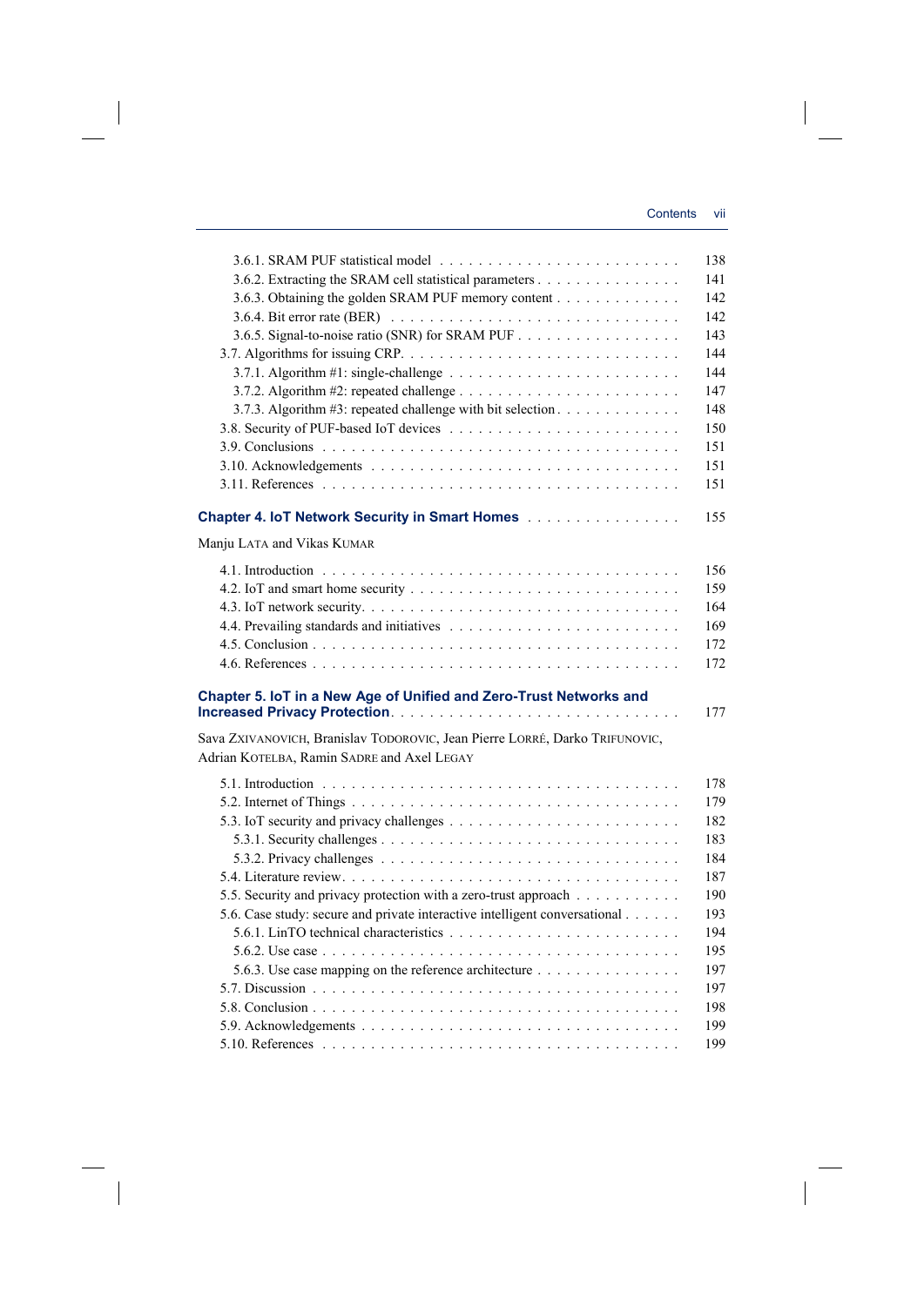3.6.1. SRAM PUF statistical model . . . . . . . . . . . . . . . . . . . . . . . . 138
3.6.2. Extracting the SRAM cell statistical parameters . . . . . . . . . . . . . . . 141
3.6.3. Obtaining the golden SRAM PUF memory content . . . . . . . . . . . . 142
3.6.4. Bit error rate (BER) . . . . . . . . . . . . . . . . . . . . . . . . . . . . 142
3.6.5. Signal-to-noise ratio (SNR) for SRAM PUF . . . . . . . . . . . . . . . . 143
3.7. Algorithms for issuing CRP. . . . . . . . . . . . . . . . . . . . . . . . . . . 144
3.7.1. Algorithm #1: single-challenge . . . . . . . . . . . . . . . . . . . . . . . 144
3.7.2. Algorithm #2: repeated challenge . . . . . . . . . . . . . . . . . . . . . . 147
3.7.3. Algorithm #3: repeated challenge with bit selection . . . . . . . . . . . . 148
3.8. Security of PUF-based IoT devices . . . . . . . . . . . . . . . . . . . . . . . 150
3.9. Conclusions . . . . . . . . . . . . . . . . . . . . . . . . . . . . . . . . . . . 151
3.10. Acknowledgements . . . . . . . . . . . . . . . . . . . . . . . . . . . . . . . 151
3.11. References . . . . . . . . . . . . . . . . . . . . . . . . . . . . . . . . . . . 151

**Chapter 4. IoT Network Security in Smart Homes** . . . . . . . . . . . . . . . . 155

Manju LATA and Vikas KUMAR

4.1. Introduction . . . . . . . . . . . . . . . . . . . . . . . . . . . . . . . . . . . 156
4.2. IoT and smart home security . . . . . . . . . . . . . . . . . . . . . . . . . . 159
4.3. IoT network security. . . . . . . . . . . . . . . . . . . . . . . . . . . . . . . 164
4.4. Prevailing standards and initiatives . . . . . . . . . . . . . . . . . . . . . . 169
4.5. Conclusion . . . . . . . . . . . . . . . . . . . . . . . . . . . . . . . . . . . 172
4.6. References . . . . . . . . . . . . . . . . . . . . . . . . . . . . . . . . . . . 172

**Chapter 5. IoT in a New Age of Unified and Zero-Trust Networks and Increased Privacy Protection** . . . . . . . . . . . . . . . . . . . . . . . . . . . . 177

Sava ZXIVANOVICH, Branislav TODOROVIC, Jean Pierre LORRÉ, Darko TRIFUNOVIC, Adrian KOTELBA, Ramin SADRE and Axel LEGAY

5.1. Introduction . . . . . . . . . . . . . . . . . . . . . . . . . . . . . . . . . . . 178
5.2. Internet of Things . . . . . . . . . . . . . . . . . . . . . . . . . . . . . . . . 179
5.3. IoT security and privacy challenges . . . . . . . . . . . . . . . . . . . . . . 182
5.3.1. Security challenges . . . . . . . . . . . . . . . . . . . . . . . . . . . . . 183
5.3.2. Privacy challenges . . . . . . . . . . . . . . . . . . . . . . . . . . . . . 184
5.4. Literature review. . . . . . . . . . . . . . . . . . . . . . . . . . . . . . . . . 187
5.5. Security and privacy protection with a zero-trust approach . . . . . . . . . . 190
5.6. Case study: secure and private interactive intelligent conversational . . . . . . 193
5.6.1. LinTO technical characteristics . . . . . . . . . . . . . . . . . . . . . . . 194
5.6.2. Use case . . . . . . . . . . . . . . . . . . . . . . . . . . . . . . . . . . . 195
5.6.3. Use case mapping on the reference architecture . . . . . . . . . . . . . . 197
5.7. Discussion . . . . . . . . . . . . . . . . . . . . . . . . . . . . . . . . . . . 197
5.8. Conclusion . . . . . . . . . . . . . . . . . . . . . . . . . . . . . . . . . . . 198
5.9. Acknowledgements . . . . . . . . . . . . . . . . . . . . . . . . . . . . . . . 199
5.10. References . . . . . . . . . . . . . . . . . . . . . . . . . . . . . . . . . . . 199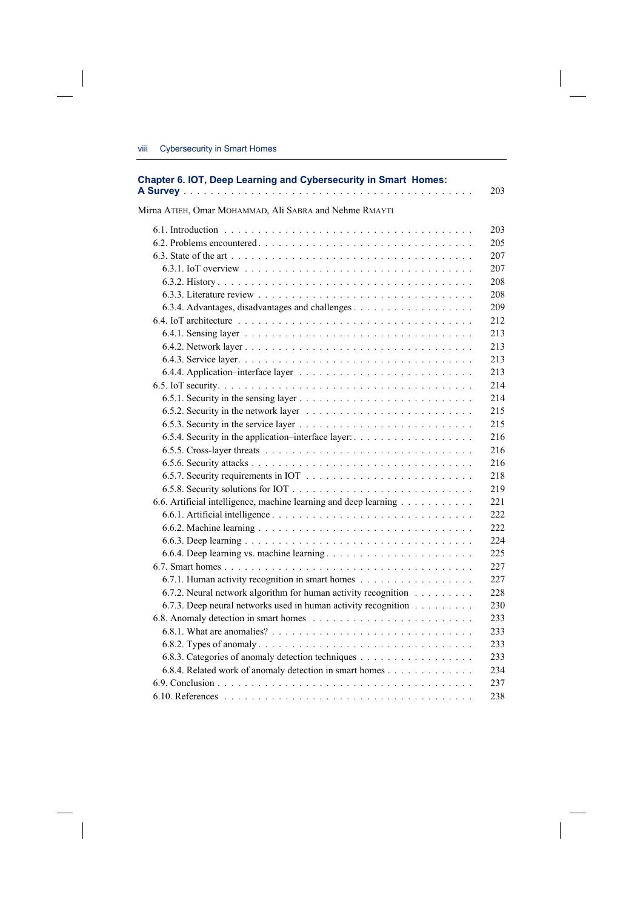**Chapter 6. IOT, Deep Learning and Cybersecurity in Smart Homes: A Survey** . . . . . . . . . . 203

Mirna ATIEH, Omar MOHAMMAD, Ali SABRA and Nehme RMAYTI

6.1. Introduction . . . . . . . . . . 203
6.2. Problems encountered . . . . . . . . . . 205
6.3. State of the art . . . . . . . . . . 207
 6.3.1. IoT overview . . . . . . . . . . 207
 6.3.2. History . . . . . . . . . . 208
 6.3.3. Literature review . . . . . . . . . . 208
 6.3.4. Advantages, disadvantages and challenges . . . . . . . . . . 209
6.4. IoT architecture . . . . . . . . . . 212
 6.4.1. Sensing layer . . . . . . . . . . 213
 6.4.2. Network layer . . . . . . . . . . 213
 6.4.3. Service layer. . . . . . . . . . 213
 6.4.4. Application–interface layer . . . . . . . . . . 213
6.5. IoT security. . . . . . . . . . 214
 6.5.1. Security in the sensing layer . . . . . . . . . . 214
 6.5.2. Security in the network layer . . . . . . . . . . 215
 6.5.3. Security in the service layer . . . . . . . . . . 215
 6.5.4. Security in the application–interface layer: . . . . . . . . . . 216
 6.5.5. Cross-layer threats . . . . . . . . . . 216
 6.5.6. Security attacks . . . . . . . . . . 216
 6.5.7. Security requirements in IOT . . . . . . . . . . 218
 6.5.8. Security solutions for IOT . . . . . . . . . . 219
6.6. Artificial intelligence, machine learning and deep learning . . . . . . . . . . 221
 6.6.1. Artificial intelligence . . . . . . . . . . 222
 6.6.2. Machine learning . . . . . . . . . . 222
 6.6.3. Deep learning . . . . . . . . . . 224
 6.6.4. Deep learning vs. machine learning . . . . . . . . . . 225
6.7. Smart homes . . . . . . . . . . 227
 6.7.1. Human activity recognition in smart homes . . . . . . . . . . 227
 6.7.2. Neural network algorithm for human activity recognition . . . . . . . . . . 228
 6.7.3. Deep neural networks used in human activity recognition . . . . . . . . . . 230
6.8. Anomaly detection in smart homes . . . . . . . . . . 233
 6.8.1. What are anomalies? . . . . . . . . . . 233
 6.8.2. Types of anomaly . . . . . . . . . . 233
 6.8.3. Categories of anomaly detection techniques . . . . . . . . . . 233
 6.8.4. Related work of anomaly detection in smart homes . . . . . . . . . . 234
6.9. Conclusion . . . . . . . . . . 237
6.10. References . . . . . . . . . . 238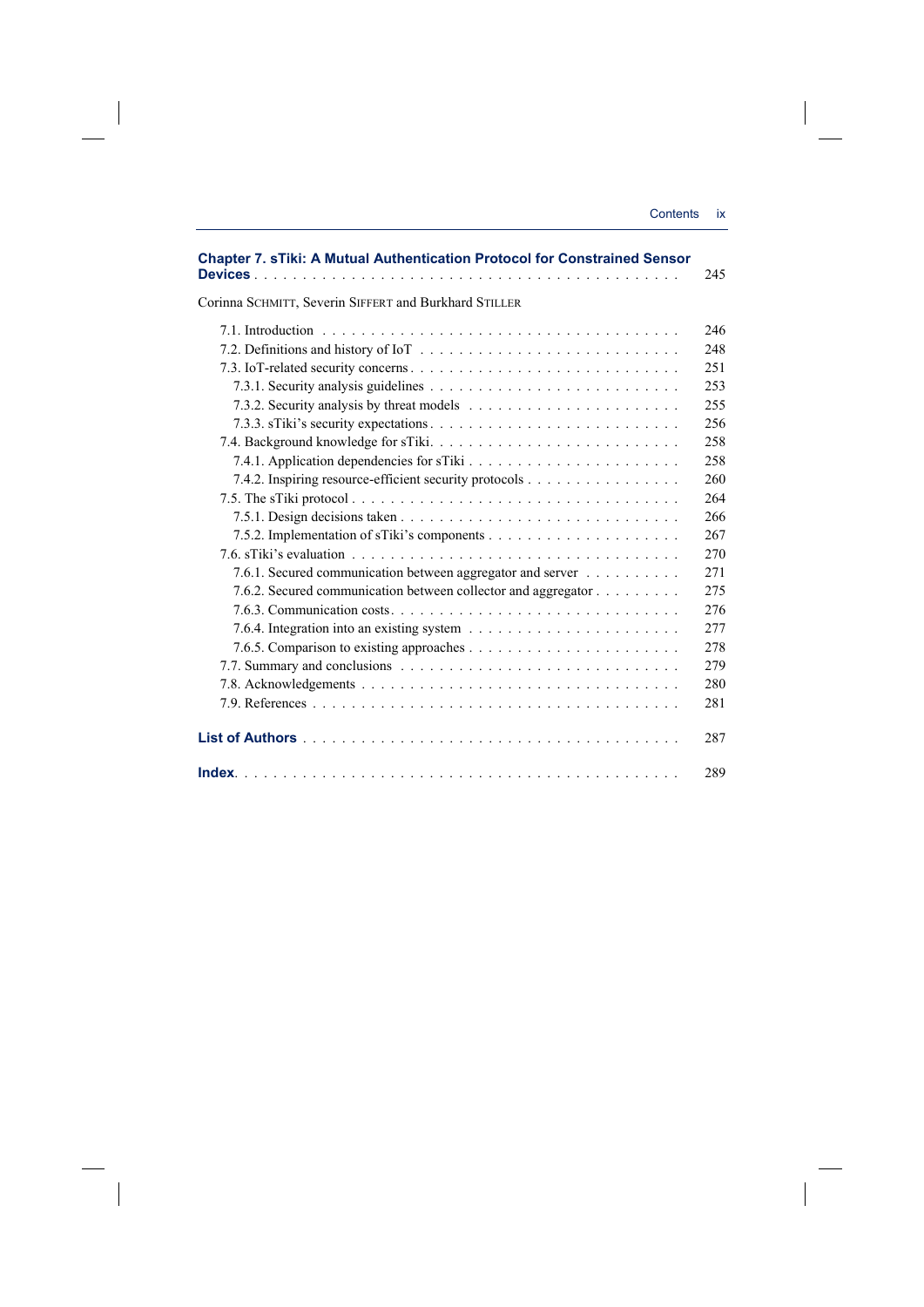**Chapter 7. sTiki: A Mutual Authentication Protocol for Constrained Sensor Devices** . . . . . . . . . . 245

Corinna SCHMITT, Severin SIFFERT and Burkhard STILLER

- 7.1. Introduction . . . . . . . . . . 246
- 7.2. Definitions and history of IoT . . . . . . . . . . 248
- 7.3. IoT-related security concerns . . . . . . . . . . 251
  - 7.3.1. Security analysis guidelines . . . . . . . . . . 253
  - 7.3.2. Security analysis by threat models . . . . . . . . . . 255
  - 7.3.3. sTiki's security expectations . . . . . . . . . . 256
- 7.4. Background knowledge for sTiki . . . . . . . . . . 258
  - 7.4.1. Application dependencies for sTiki . . . . . . . . . . 258
  - 7.4.2. Inspiring resource-efficient security protocols . . . . . . . . . . 260
- 7.5. The sTiki protocol . . . . . . . . . . 264
  - 7.5.1. Design decisions taken . . . . . . . . . . 266
  - 7.5.2. Implementation of sTiki's components . . . . . . . . . . 267
- 7.6. sTiki's evaluation . . . . . . . . . . 270
  - 7.6.1. Secured communication between aggregator and server . . . . . . . . . . 271
  - 7.6.2. Secured communication between collector and aggregator . . . . . . . . . . 275
  - 7.6.3. Communication costs . . . . . . . . . . 276
  - 7.6.4. Integration into an existing system . . . . . . . . . . 277
  - 7.6.5. Comparison to existing approaches . . . . . . . . . . 278
- 7.7. Summary and conclusions . . . . . . . . . . 279
- 7.8. Acknowledgements . . . . . . . . . . 280
- 7.9. References . . . . . . . . . . 281

**List of Authors** . . . . . . . . . . 287

**Index** . . . . . . . . . . 289